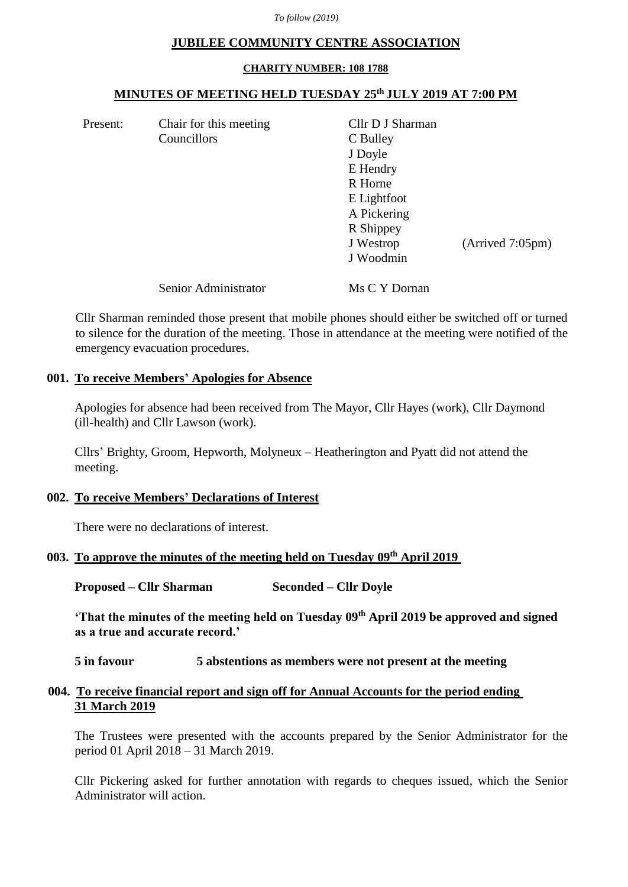*To follow (2019)*

# JUBILEE COMMUNITY CENTRE ASSOCIATION

**CHARITY NUMBER: 108 1788**

## MINUTES OF MEETING HELD TUESDAY 25th JULY 2019 AT 7:00 PM

| Present: | Chair for this meeting | Cllr D J Sharman | |
|---|---|---|---|
| | Councillors | C Bulley | |
| | | J Doyle | |
| | | E Hendry | |
| | | R Horne | |
| | | E Lightfoot | |
| | | A Pickering | |
| | | R Shippey | |
| | | J Westrop | (Arrived 7:05pm) |
| | | J Woodmin | |
| | Senior Administrator | Ms C Y Dornan | |

Cllr Sharman reminded those present that mobile phones should either be switched off or turned to silence for the duration of the meeting. Those in attendance at the meeting were notified of the emergency evacuation procedures.

### 001. To receive Members' Apologies for Absence

Apologies for absence had been received from The Mayor, Cllr Hayes (work), Cllr Daymond (ill-health) and Cllr Lawson (work).

Cllrs' Brighty, Groom, Hepworth, Molyneux – Heatherington and Pyatt did not attend the meeting.

### 002. To receive Members' Declarations of Interest

There were no declarations of interest.

### 003. To approve the minutes of the meeting held on Tuesday 09th April 2019

**Proposed – Cllr Sharman** **Seconded – Cllr Doyle**

**'That the minutes of the meeting held on Tuesday 09th April 2019 be approved and signed as a true and accurate record.'**

**5 in favour** **5 abstentions as members were not present at the meeting**

### 004. To receive financial report and sign off for Annual Accounts for the period ending 31 March 2019

The Trustees were presented with the accounts prepared by the Senior Administrator for the period 01 April 2018 – 31 March 2019.

Cllr Pickering asked for further annotation with regards to cheques issued, which the Senior Administrator will action.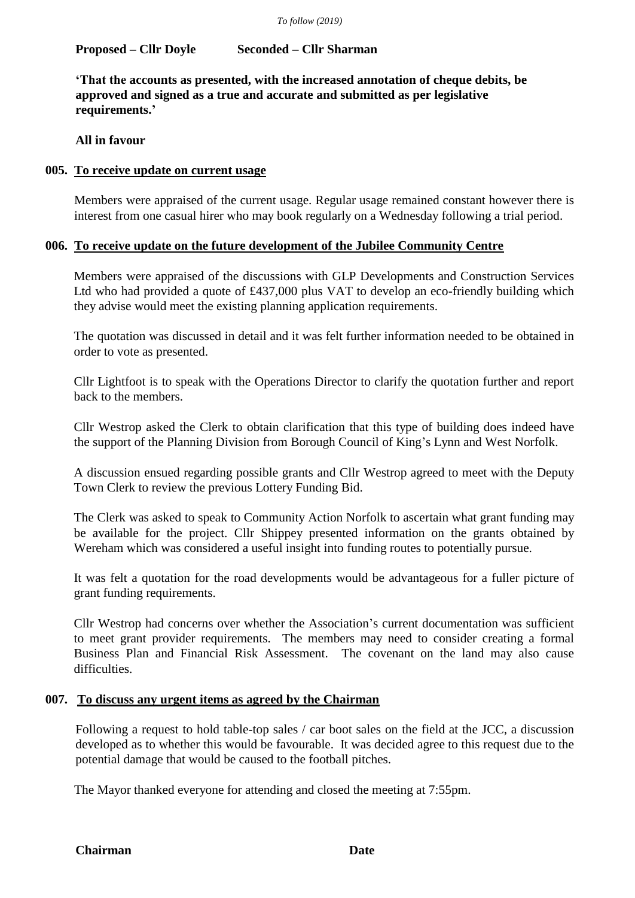*To follow (2019)*

**Proposed – Cllr Doyle Seconded – Cllr Sharman**

**'That the accounts as presented, with the increased annotation of cheque debits, be approved and signed as a true and accurate and submitted as per legislative requirements.'**

**All in favour**

**005. To receive update on current usage**

Members were appraised of the current usage. Regular usage remained constant however there is interest from one casual hirer who may book regularly on a Wednesday following a trial period.

**006. To receive update on the future development of the Jubilee Community Centre**

Members were appraised of the discussions with GLP Developments and Construction Services Ltd who had provided a quote of £437,000 plus VAT to develop an eco-friendly building which they advise would meet the existing planning application requirements.

The quotation was discussed in detail and it was felt further information needed to be obtained in order to vote as presented.

Cllr Lightfoot is to speak with the Operations Director to clarify the quotation further and report back to the members.

Cllr Westrop asked the Clerk to obtain clarification that this type of building does indeed have the support of the Planning Division from Borough Council of King's Lynn and West Norfolk.

A discussion ensued regarding possible grants and Cllr Westrop agreed to meet with the Deputy Town Clerk to review the previous Lottery Funding Bid.

The Clerk was asked to speak to Community Action Norfolk to ascertain what grant funding may be available for the project. Cllr Shippey presented information on the grants obtained by Wereham which was considered a useful insight into funding routes to potentially pursue.

It was felt a quotation for the road developments would be advantageous for a fuller picture of grant funding requirements.

Cllr Westrop had concerns over whether the Association's current documentation was sufficient to meet grant provider requirements. The members may need to consider creating a formal Business Plan and Financial Risk Assessment. The covenant on the land may also cause difficulties.

**007. To discuss any urgent items as agreed by the Chairman**

Following a request to hold table-top sales / car boot sales on the field at the JCC, a discussion developed as to whether this would be favourable. It was decided agree to this request due to the potential damage that would be caused to the football pitches.

The Mayor thanked everyone for attending and closed the meeting at 7:55pm.

**Chairman** **Date**